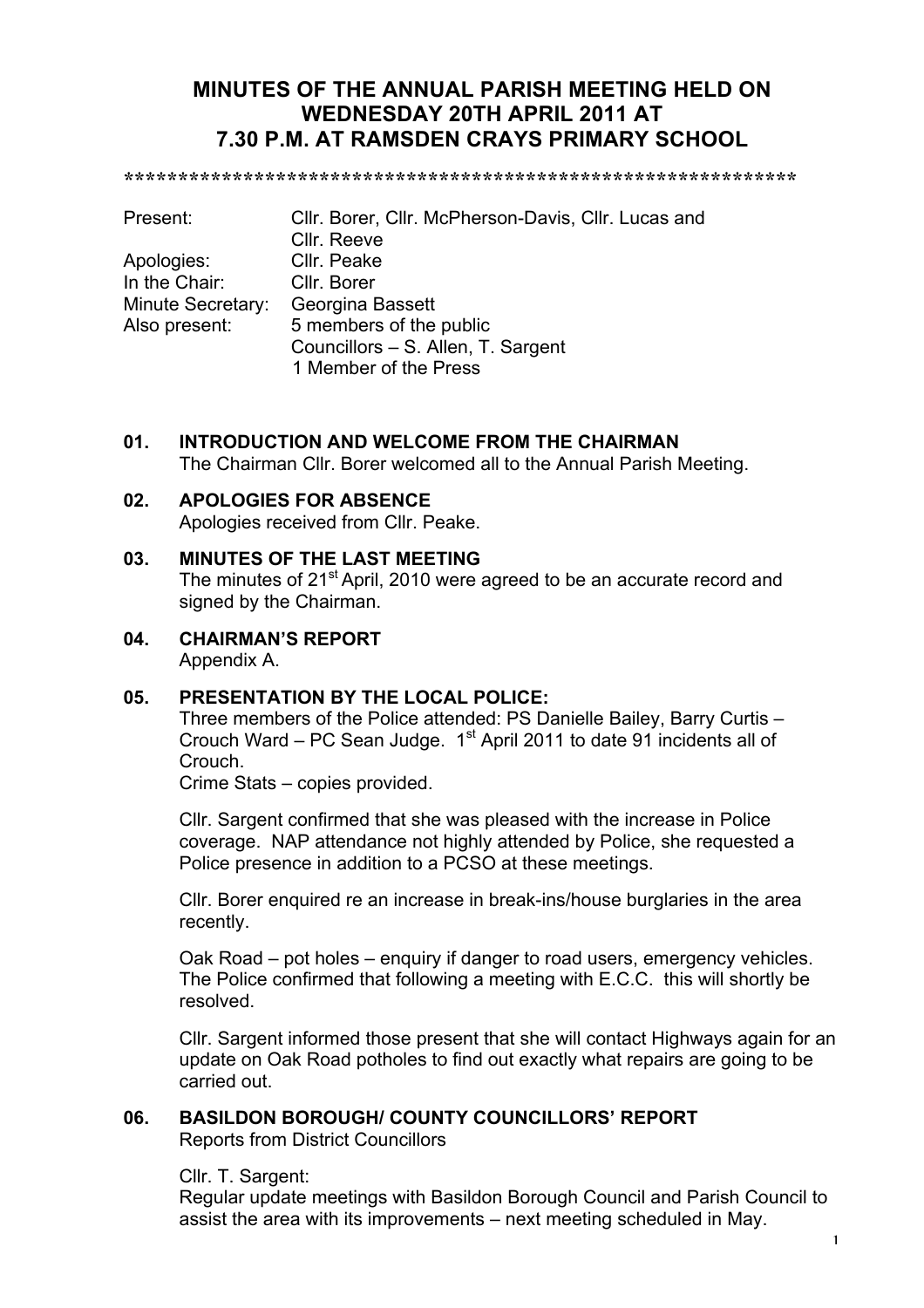# MINUTES OF THE ANNUAL PARISH MEETING HELD ON WEDNESDAY 20TH APRIL 2011 AT 7.30 P.M. AT RAMSDEN CRAYS PRIMARY SCHOOL

\*\*\*\*\*\*\*\*\*\*\*\*\*\*\*\*\*\*\*\*\*\*\*\*\*\*\*\*\*\*\*\*\*\*\*\*\*\*\*\*\*\*\*\*\*\*\*\*\*\*\*\*\*\*\*\*\*\*\*\*\*\*\*\*\*

| | |
|---|---|
| Present: | Cllr. Borer, Cllr. McPherson-Davis, Cllr. Lucas and Cllr. Reeve |
| Apologies: | Cllr. Peake |
| In the Chair: | Cllr. Borer |
| Minute Secretary: | Georgina Bassett |
| Also present: | 5 members of the public<br>Councillors – S. Allen, T. Sargent<br>1 Member of the Press |

**01. INTRODUCTION AND WELCOME FROM THE CHAIRMAN**

The Chairman Cllr. Borer welcomed all to the Annual Parish Meeting.

**02. APOLOGIES FOR ABSENCE**

Apologies received from Cllr. Peake.

**03. MINUTES OF THE LAST MEETING**

The minutes of 21st April, 2010 were agreed to be an accurate record and signed by the Chairman.

**04. CHAIRMAN'S REPORT**

Appendix A.

**05. PRESENTATION BY THE LOCAL POLICE:**

Three members of the Police attended: PS Danielle Bailey, Barry Curtis – Crouch Ward – PC Sean Judge. 1st April 2011 to date 91 incidents all of Crouch.

Crime Stats – copies provided.

Cllr. Sargent confirmed that she was pleased with the increase in Police coverage. NAP attendance not highly attended by Police, she requested a Police presence in addition to a PCSO at these meetings.

Cllr. Borer enquired re an increase in break-ins/house burglaries in the area recently.

Oak Road – pot holes – enquiry if danger to road users, emergency vehicles. The Police confirmed that following a meeting with E.C.C. this will shortly be resolved.

Cllr. Sargent informed those present that she will contact Highways again for an update on Oak Road potholes to find out exactly what repairs are going to be carried out.

**06. BASILDON BOROUGH/ COUNTY COUNCILLORS' REPORT**

Reports from District Councillors

Cllr. T. Sargent:

Regular update meetings with Basildon Borough Council and Parish Council to assist the area with its improvements – next meeting scheduled in May.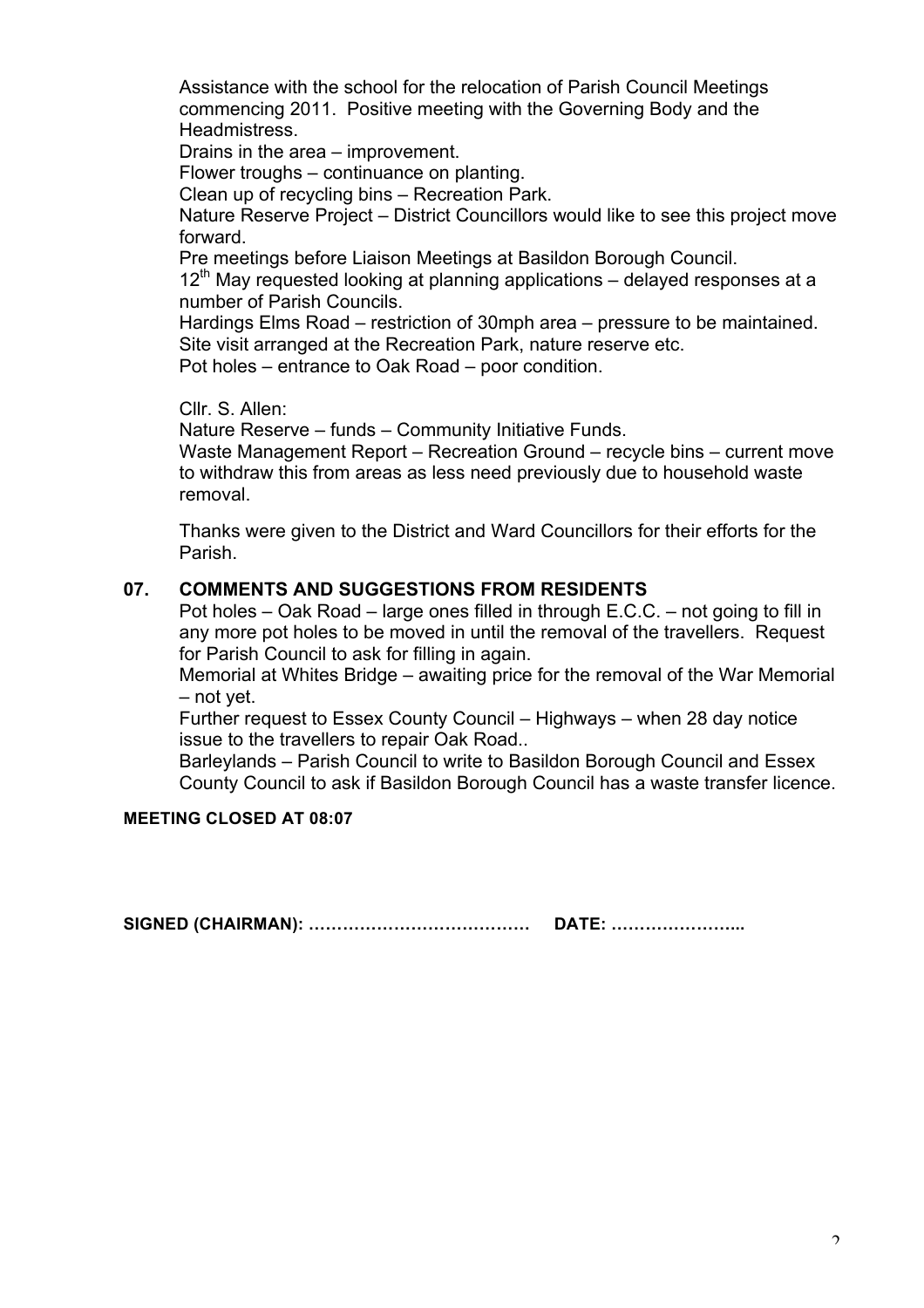Assistance with the school for the relocation of Parish Council Meetings commencing 2011. Positive meeting with the Governing Body and the Headmistress.
Drains in the area – improvement.
Flower troughs – continuance on planting.
Clean up of recycling bins – Recreation Park.
Nature Reserve Project – District Councillors would like to see this project move forward.
Pre meetings before Liaison Meetings at Basildon Borough Council.
12th May requested looking at planning applications – delayed responses at a number of Parish Councils.
Hardings Elms Road – restriction of 30mph area – pressure to be maintained.
Site visit arranged at the Recreation Park, nature reserve etc.
Pot holes – entrance to Oak Road – poor condition.

Cllr. S. Allen:
Nature Reserve – funds – Community Initiative Funds.
Waste Management Report – Recreation Ground – recycle bins – current move to withdraw this from areas as less need previously due to household waste removal.

Thanks were given to the District and Ward Councillors for their efforts for the Parish.

## 07. COMMENTS AND SUGGESTIONS FROM RESIDENTS

Pot holes – Oak Road – large ones filled in through E.C.C. – not going to fill in any more pot holes to be moved in until the removal of the travellers. Request for Parish Council to ask for filling in again.
Memorial at Whites Bridge – awaiting price for the removal of the War Memorial – not yet.
Further request to Essex County Council – Highways – when 28 day notice issue to the travellers to repair Oak Road..
Barleylands – Parish Council to write to Basildon Borough Council and Essex County Council to ask if Basildon Borough Council has a waste transfer licence.

**MEETING CLOSED AT 08:07**

**SIGNED (CHAIRMAN): ………………………………… DATE: …………………...**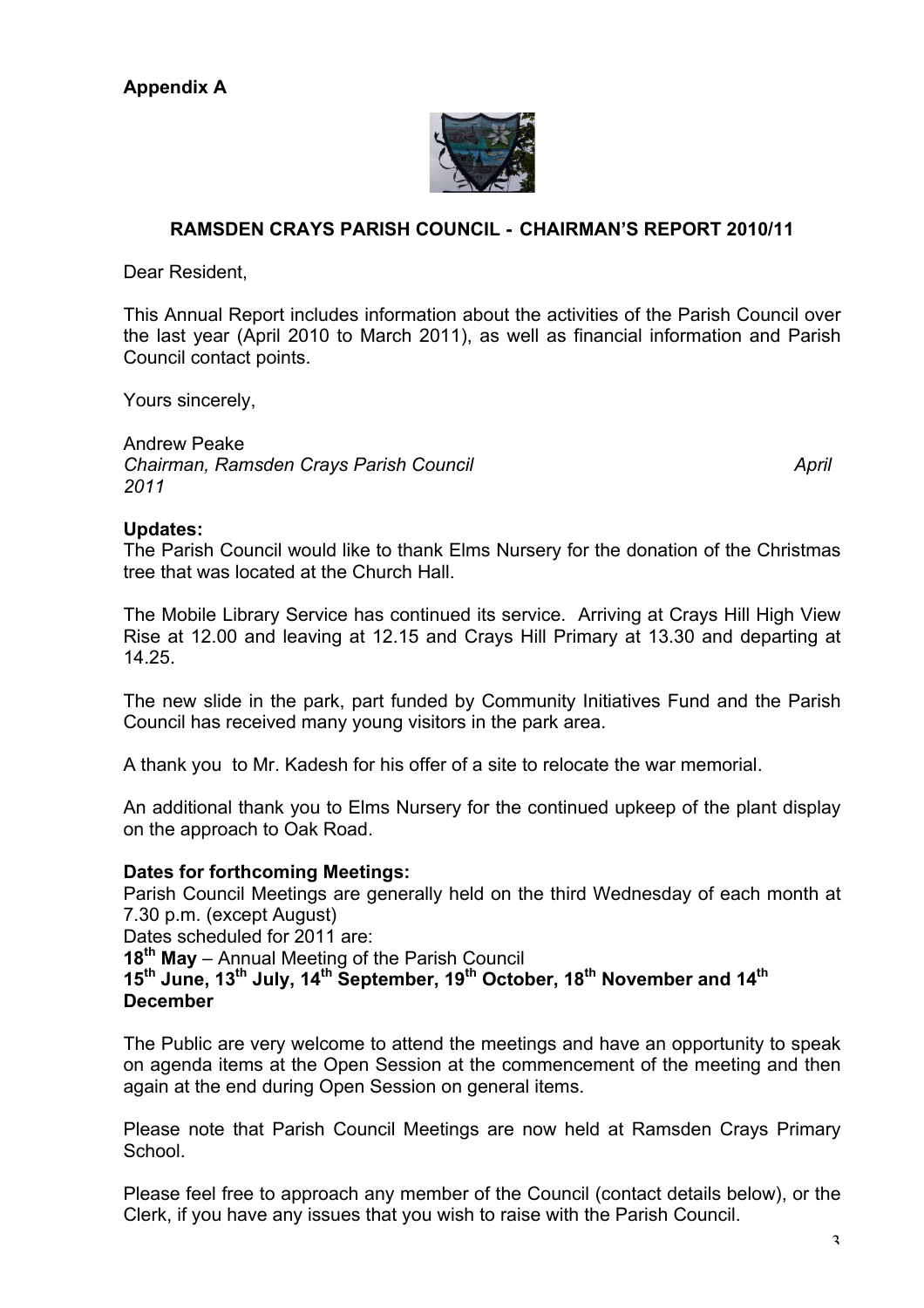**Appendix A**

## RAMSDEN CRAYS PARISH COUNCIL - CHAIRMAN'S REPORT 2010/11

Dear Resident,

This Annual Report includes information about the activities of the Parish Council over the last year (April 2010 to March 2011), as well as financial information and Parish Council contact points.

Yours sincerely,

Andrew Peake
*Chairman, Ramsden Crays Parish Council* *April 2011*

**Updates:**
The Parish Council would like to thank Elms Nursery for the donation of the Christmas tree that was located at the Church Hall.

The Mobile Library Service has continued its service. Arriving at Crays Hill High View Rise at 12.00 and leaving at 12.15 and Crays Hill Primary at 13.30 and departing at 14.25.

The new slide in the park, part funded by Community Initiatives Fund and the Parish Council has received many young visitors in the park area.

A thank you to Mr. Kadesh for his offer of a site to relocate the war memorial.

An additional thank you to Elms Nursery for the continued upkeep of the plant display on the approach to Oak Road.

**Dates for forthcoming Meetings:**
Parish Council Meetings are generally held on the third Wednesday of each month at 7.30 p.m. (except August)
Dates scheduled for 2011 are:
**18th May** – Annual Meeting of the Parish Council
**15th June, 13th July, 14th September, 19th October, 18th November and 14th December**

The Public are very welcome to attend the meetings and have an opportunity to speak on agenda items at the Open Session at the commencement of the meeting and then again at the end during Open Session on general items.

Please note that Parish Council Meetings are now held at Ramsden Crays Primary School.

Please feel free to approach any member of the Council (contact details below), or the Clerk, if you have any issues that you wish to raise with the Parish Council.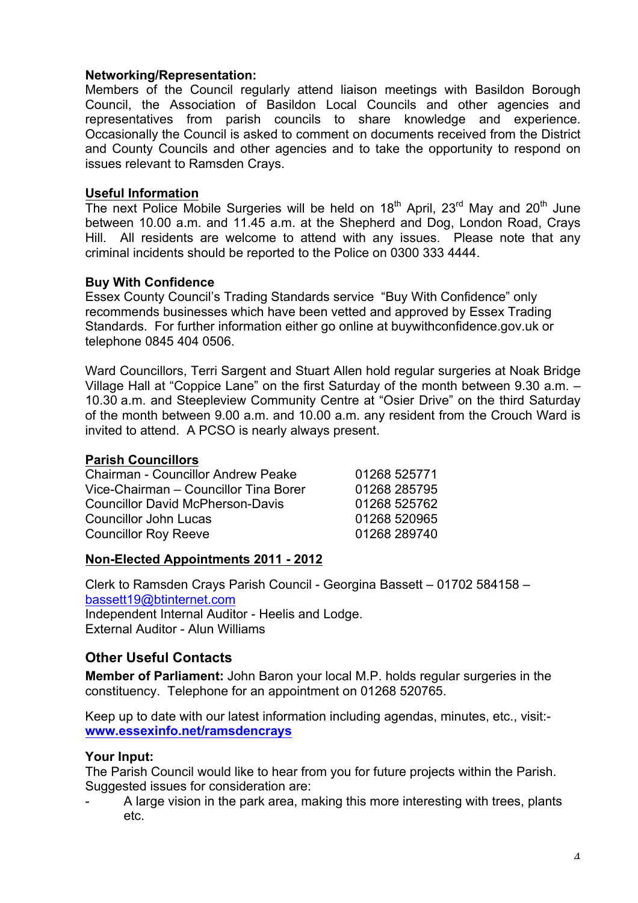**Networking/Representation:**
Members of the Council regularly attend liaison meetings with Basildon Borough Council, the Association of Basildon Local Councils and other agencies and representatives from parish councils to share knowledge and experience. Occasionally the Council is asked to comment on documents received from the District and County Councils and other agencies and to take the opportunity to respond on issues relevant to Ramsden Crays.

**Useful Information**

The next Police Mobile Surgeries will be held on 18th April, 23rd May and 20th June between 10.00 a.m. and 11.45 a.m. at the Shepherd and Dog, London Road, Crays Hill. All residents are welcome to attend with any issues. Please note that any criminal incidents should be reported to the Police on 0300 333 4444.

**Buy With Confidence**

Essex County Council's Trading Standards service "Buy With Confidence" only recommends businesses which have been vetted and approved by Essex Trading Standards. For further information either go online at buywithconfidence.gov.uk or telephone 0845 404 0506.

Ward Councillors, Terri Sargent and Stuart Allen hold regular surgeries at Noak Bridge Village Hall at "Coppice Lane" on the first Saturday of the month between 9.30 a.m. – 10.30 a.m. and Steepleview Community Centre at "Osier Drive" on the third Saturday of the month between 9.00 a.m. and 10.00 a.m. any resident from the Crouch Ward is invited to attend. A PCSO is nearly always present.

**Parish Councillors**

| | |
|---|---|
| Chairman - Councillor Andrew Peake | 01268 525771 |
| Vice-Chairman – Councillor Tina Borer | 01268 285795 |
| Councillor David McPherson-Davis | 01268 525762 |
| Councillor John Lucas | 01268 520965 |
| Councillor Roy Reeve | 01268 289740 |

**Non-Elected Appointments 2011 - 2012**

Clerk to Ramsden Crays Parish Council - Georgina Bassett – 01702 584158 – bassett19@btinternet.com
Independent Internal Auditor - Heelis and Lodge.
External Auditor - Alun Williams

## Other Useful Contacts

**Member of Parliament:** John Baron your local M.P. holds regular surgeries in the constituency. Telephone for an appointment on 01268 520765.

Keep up to date with our latest information including agendas, minutes, etc., visit:- **www.essexinfo.net/ramsdencrays**

**Your Input:**
The Parish Council would like to hear from you for future projects within the Parish. Suggested issues for consideration are:

- A large vision in the park area, making this more interesting with trees, plants etc.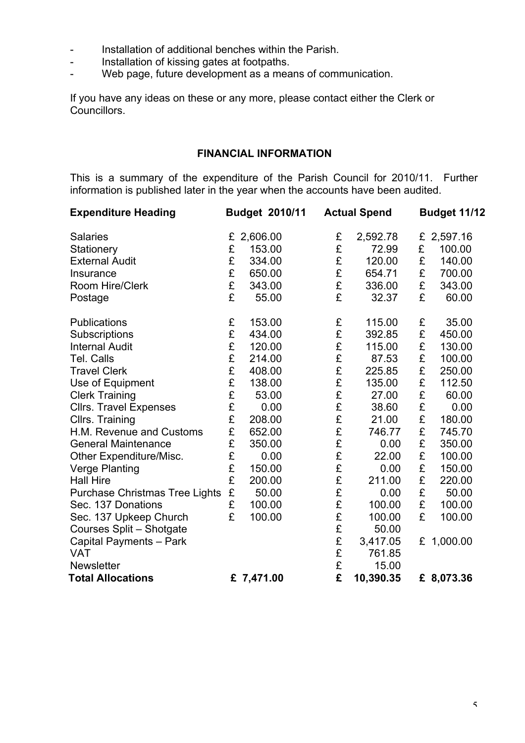- Installation of additional benches within the Parish.
- Installation of kissing gates at footpaths.
- Web page, future development as a means of communication.

If you have any ideas on these or any more, please contact either the Clerk or Councillors.

## FINANCIAL INFORMATION

This is a summary of the expenditure of the Parish Council for 2010/11. Further information is published later in the year when the accounts have been audited.

| Expenditure Heading | Budget 2010/11 | Actual Spend | Budget 11/12 |
|---|---|---|---|
| Salaries | £ 2,606.00 | £ 2,592.78 | £ 2,597.16 |
| Stationery | £ 153.00 | £ 72.99 | £ 100.00 |
| External Audit | £ 334.00 | £ 120.00 | £ 140.00 |
| Insurance | £ 650.00 | £ 654.71 | £ 700.00 |
| Room Hire/Clerk | £ 343.00 | £ 336.00 | £ 343.00 |
| Postage | £ 55.00 | £ 32.37 | £ 60.00 |
| Publications | £ 153.00 | £ 115.00 | £ 35.00 |
| Subscriptions | £ 434.00 | £ 392.85 | £ 450.00 |
| Internal Audit | £ 120.00 | £ 115.00 | £ 130.00 |
| Tel. Calls | £ 214.00 | £ 87.53 | £ 100.00 |
| Travel Clerk | £ 408.00 | £ 225.85 | £ 250.00 |
| Use of Equipment | £ 138.00 | £ 135.00 | £ 112.50 |
| Clerk Training | £ 53.00 | £ 27.00 | £ 60.00 |
| Cllrs. Travel Expenses | £ 0.00 | £ 38.60 | £ 0.00 |
| Cllrs. Training | £ 208.00 | £ 21.00 | £ 180.00 |
| H.M. Revenue and Customs | £ 652.00 | £ 746.77 | £ 745.70 |
| General Maintenance | £ 350.00 | £ 0.00 | £ 350.00 |
| Other Expenditure/Misc. | £ 0.00 | £ 22.00 | £ 100.00 |
| Verge Planting | £ 150.00 | £ 0.00 | £ 150.00 |
| Hall Hire | £ 200.00 | £ 211.00 | £ 220.00 |
| Purchase Christmas Tree Lights | £ 50.00 | £ 0.00 | £ 50.00 |
| Sec. 137 Donations | £ 100.00 | £ 100.00 | £ 100.00 |
| Sec. 137 Upkeep Church | £ 100.00 | £ 100.00 | £ 100.00 |
| Courses Split – Shotgate | | £ 50.00 | |
| Capital Payments – Park | | £ 3,417.05 | £ 1,000.00 |
| VAT | | £ 761.85 | |
| Newsletter | | £ 15.00 | |
| **Total Allocations** | **£ 7,471.00** | **£ 10,390.35** | **£ 8,073.36** |